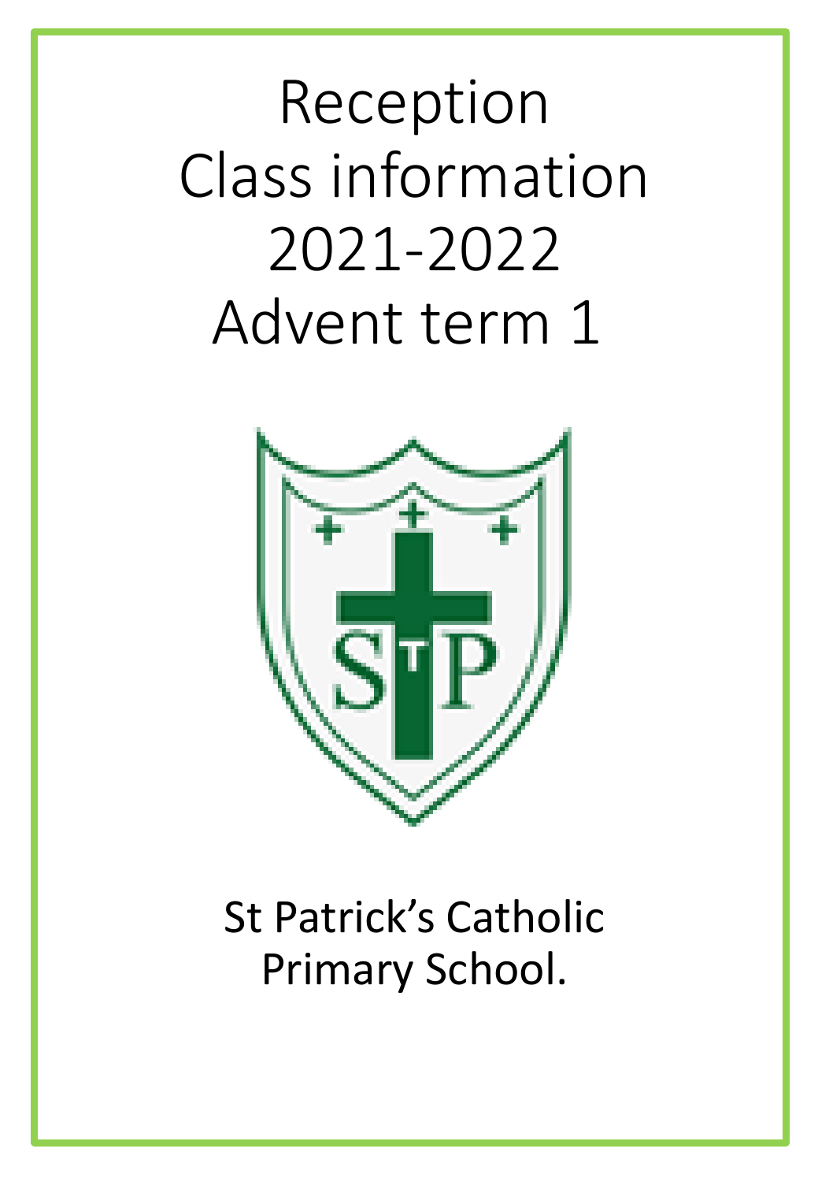# Reception Class information 2021-2022 Advent term 1

St Patrick's Catholic Primary School.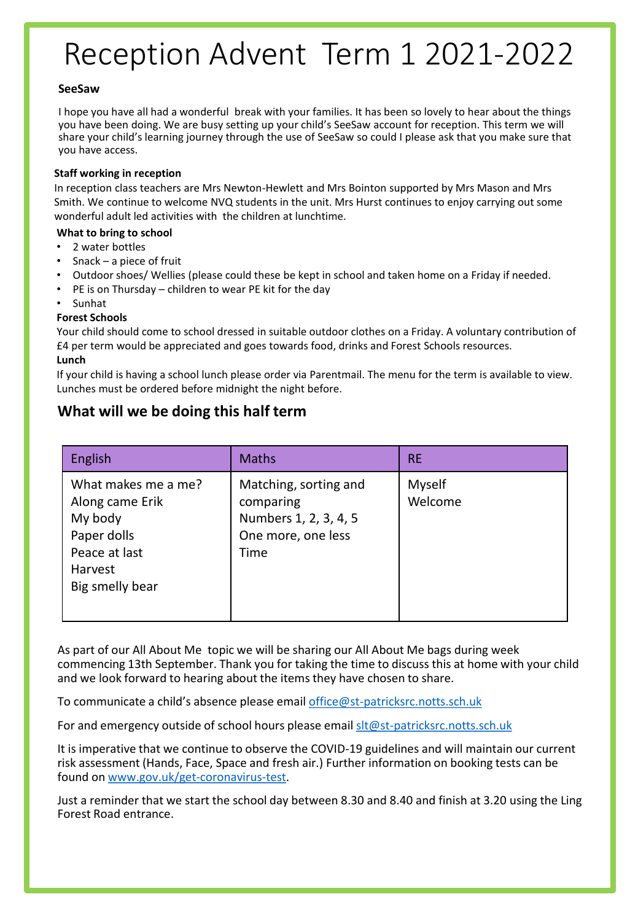# Reception Advent Term 1 2021-2022

**SeeSaw**

I hope you have all had a wonderful break with your families. It has been so lovely to hear about the things you have been doing. We are busy setting up your child's SeeSaw account for reception. This term we will share your child's learning journey through the use of SeeSaw so could I please ask that you make sure that you have access.

**Staff working in reception**

In reception class teachers are Mrs Newton-Hewlett and Mrs Bointon supported by Mrs Mason and Mrs Smith. We continue to welcome NVQ students in the unit. Mrs Hurst continues to enjoy carrying out some wonderful adult led activities with the children at lunchtime.

**What to bring to school**

- 2 water bottles
- Snack – a piece of fruit
- Outdoor shoes/ Wellies (please could these be kept in school and taken home on a Friday if needed.
- PE is on Thursday – children to wear PE kit for the day
- Sunhat

**Forest Schools**

Your child should come to school dressed in suitable outdoor clothes on a Friday. A voluntary contribution of £4 per term would be appreciated and goes towards food, drinks and Forest Schools resources.

**Lunch**

If your child is having a school lunch please order via Parentmail. The menu for the term is available to view. Lunches must be ordered before midnight the night before.

## What will we be doing this half term

| English | Maths | RE |
|---|---|---|
| What makes me a me?<br>Along came Erik<br>My body<br>Paper dolls<br>Peace at last<br>Harvest<br>Big smelly bear | Matching, sorting and comparing<br>Numbers 1, 2, 3, 4, 5<br>One more, one less<br>Time | Myself<br>Welcome |

As part of our All About Me topic we will be sharing our All About Me bags during week commencing 13th September. Thank you for taking the time to discuss this at home with your child and we look forward to hearing about the items they have chosen to share.

To communicate a child's absence please email office@st-patricksrc.notts.sch.uk

For and emergency outside of school hours please email slt@st-patricksrc.notts.sch.uk

It is imperative that we continue to observe the COVID-19 guidelines and will maintain our current risk assessment (Hands, Face, Space and fresh air.) Further information on booking tests can be found on www.gov.uk/get-coronavirus-test.

Just a reminder that we start the school day between 8.30 and 8.40 and finish at 3.20 using the Ling Forest Road entrance.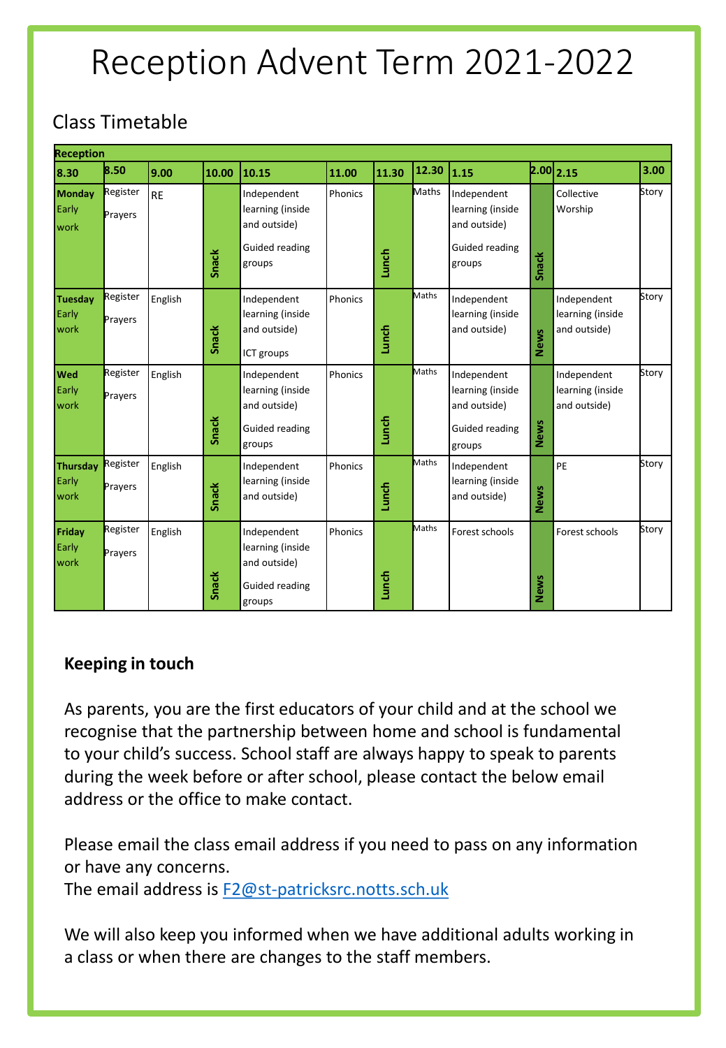# Reception Advent Term 2021-2022

## Class Timetable

| Reception | | | | | | | | | | | |
|---|---|---|---|---|---|---|---|---|---|---|---|
| **8.30** | **8.50** | **9.00** | **10.00** | **10.15** | **11.00** | **11.30** | **12.30** | **1.15** | **2.00** | **2.15** | **3.00** |
| **Monday** Early work | Register Prayers | RE | Snack | Independent learning (inside and outside) Guided reading groups | Phonics | Lunch | Maths | Independent learning (inside and outside) Guided reading groups | Snack | Collective Worship | Story |
| **Tuesday** Early work | Register Prayers | English | Snack | Independent learning (inside and outside) ICT groups | Phonics | Lunch | Maths | Independent learning (inside and outside) | News | Independent learning (inside and outside) | Story |
| **Wed** Early work | Register Prayers | English | Snack | Independent learning (inside and outside) Guided reading groups | Phonics | Lunch | Maths | Independent learning (inside and outside) Guided reading groups | News | Independent learning (inside and outside) | Story |
| **Thursday** Early work | Register Prayers | English | Snack | Independent learning (inside and outside) | Phonics | Lunch | Maths | Independent learning (inside and outside) | News | PE | Story |
| **Friday** Early work | Register Prayers | English | Snack | Independent learning (inside and outside) Guided reading groups | Phonics | Lunch | Maths | Forest schools | News | Forest schools | Story |

**Keeping in touch**

As parents, you are the first educators of your child and at the school we recognise that the partnership between home and school is fundamental to your child's success. School staff are always happy to speak to parents during the week before or after school, please contact the below email address or the office to make contact.

Please email the class email address if you need to pass on any information or have any concerns.
The email address is F2@st-patricksrc.notts.sch.uk

We will also keep you informed when we have additional adults working in a class or when there are changes to the staff members.